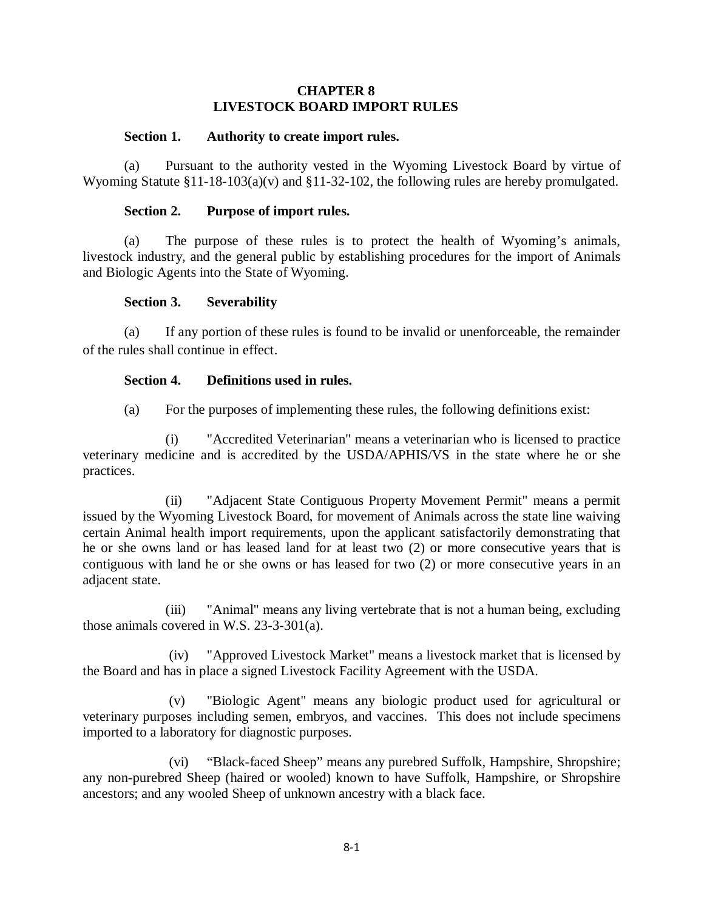# CHAPTER 8
# LIVESTOCK BOARD IMPORT RULES

**Section 1. Authority to create import rules.**

(a) Pursuant to the authority vested in the Wyoming Livestock Board by virtue of Wyoming Statute §11-18-103(a)(v) and §11-32-102, the following rules are hereby promulgated.

**Section 2. Purpose of import rules.**

(a) The purpose of these rules is to protect the health of Wyoming's animals, livestock industry, and the general public by establishing procedures for the import of Animals and Biologic Agents into the State of Wyoming.

**Section 3. Severability**

(a) If any portion of these rules is found to be invalid or unenforceable, the remainder of the rules shall continue in effect.

**Section 4. Definitions used in rules.**

(a) For the purposes of implementing these rules, the following definitions exist:

(i) "Accredited Veterinarian" means a veterinarian who is licensed to practice veterinary medicine and is accredited by the USDA/APHIS/VS in the state where he or she practices.

(ii) "Adjacent State Contiguous Property Movement Permit" means a permit issued by the Wyoming Livestock Board, for movement of Animals across the state line waiving certain Animal health import requirements, upon the applicant satisfactorily demonstrating that he or she owns land or has leased land for at least two (2) or more consecutive years that is contiguous with land he or she owns or has leased for two (2) or more consecutive years in an adjacent state.

(iii) "Animal" means any living vertebrate that is not a human being, excluding those animals covered in W.S. 23-3-301(a).

(iv) "Approved Livestock Market" means a livestock market that is licensed by the Board and has in place a signed Livestock Facility Agreement with the USDA.

(v) "Biologic Agent" means any biologic product used for agricultural or veterinary purposes including semen, embryos, and vaccines. This does not include specimens imported to a laboratory for diagnostic purposes.

(vi) "Black-faced Sheep" means any purebred Suffolk, Hampshire, Shropshire; any non-purebred Sheep (haired or wooled) known to have Suffolk, Hampshire, or Shropshire ancestors; and any wooled Sheep of unknown ancestry with a black face.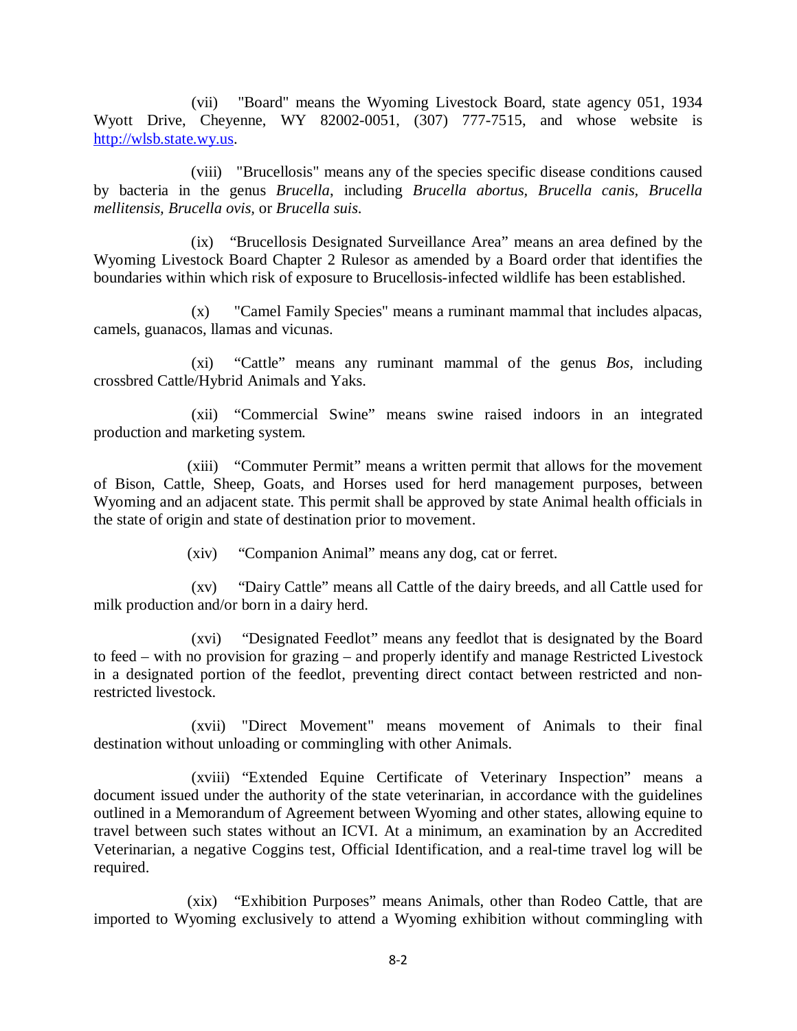(vii) "Board" means the Wyoming Livestock Board, state agency 051, 1934 Wyott Drive, Cheyenne, WY 82002-0051, (307) 777-7515, and whose website is http://wlsb.state.wy.us.

(viii) "Brucellosis" means any of the species specific disease conditions caused by bacteria in the genus *Brucella*, including *Brucella abortus, Brucella canis, Brucella mellitensis, Brucella ovis,* or *Brucella suis.*

(ix) "Brucellosis Designated Surveillance Area" means an area defined by the Wyoming Livestock Board Chapter 2 Rulesor as amended by a Board order that identifies the boundaries within which risk of exposure to Brucellosis-infected wildlife has been established.

(x) "Camel Family Species" means a ruminant mammal that includes alpacas, camels, guanacos, llamas and vicunas.

(xi) "Cattle" means any ruminant mammal of the genus *Bos*, including crossbred Cattle/Hybrid Animals and Yaks.

(xii) "Commercial Swine" means swine raised indoors in an integrated production and marketing system.

(xiii) "Commuter Permit" means a written permit that allows for the movement of Bison, Cattle, Sheep, Goats, and Horses used for herd management purposes, between Wyoming and an adjacent state. This permit shall be approved by state Animal health officials in the state of origin and state of destination prior to movement.

(xiv) "Companion Animal" means any dog, cat or ferret.

(xv) "Dairy Cattle" means all Cattle of the dairy breeds, and all Cattle used for milk production and/or born in a dairy herd.

(xvi) "Designated Feedlot" means any feedlot that is designated by the Board to feed – with no provision for grazing – and properly identify and manage Restricted Livestock in a designated portion of the feedlot, preventing direct contact between restricted and non-restricted livestock.

(xvii) "Direct Movement" means movement of Animals to their final destination without unloading or commingling with other Animals.

(xviii) "Extended Equine Certificate of Veterinary Inspection" means a document issued under the authority of the state veterinarian, in accordance with the guidelines outlined in a Memorandum of Agreement between Wyoming and other states, allowing equine to travel between such states without an ICVI. At a minimum, an examination by an Accredited Veterinarian, a negative Coggins test, Official Identification, and a real-time travel log will be required.

(xix) "Exhibition Purposes" means Animals, other than Rodeo Cattle, that are imported to Wyoming exclusively to attend a Wyoming exhibition without commingling with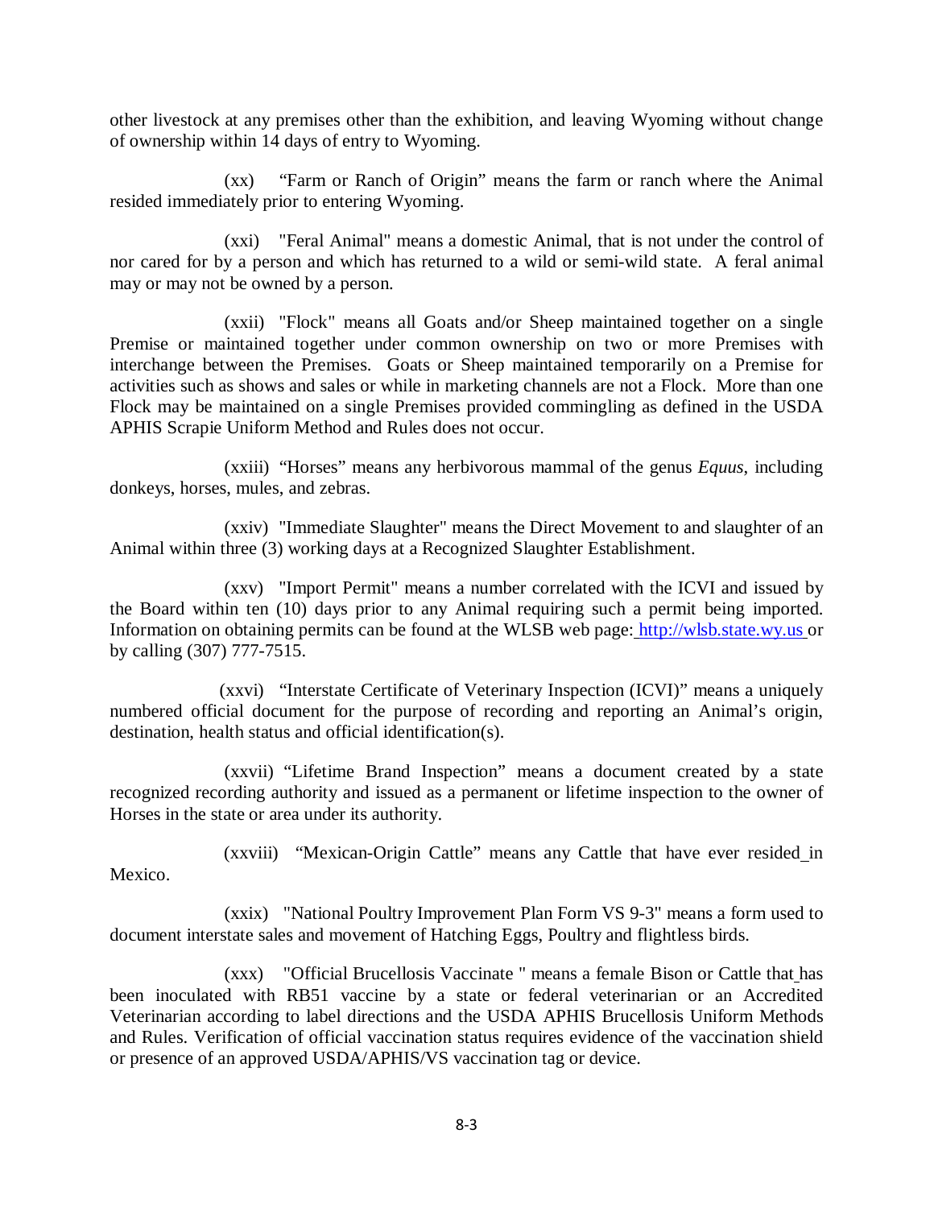other livestock at any premises other than the exhibition, and leaving Wyoming without change of ownership within 14 days of entry to Wyoming.

(xx) "Farm or Ranch of Origin" means the farm or ranch where the Animal resided immediately prior to entering Wyoming.

(xxi) "Feral Animal" means a domestic Animal, that is not under the control of nor cared for by a person and which has returned to a wild or semi-wild state. A feral animal may or may not be owned by a person.

(xxii) "Flock" means all Goats and/or Sheep maintained together on a single Premise or maintained together under common ownership on two or more Premises with interchange between the Premises. Goats or Sheep maintained temporarily on a Premise for activities such as shows and sales or while in marketing channels are not a Flock. More than one Flock may be maintained on a single Premises provided commingling as defined in the USDA APHIS Scrapie Uniform Method and Rules does not occur.

(xxiii) "Horses" means any herbivorous mammal of the genus *Equus*, including donkeys, horses, mules, and zebras.

(xxiv) "Immediate Slaughter" means the Direct Movement to and slaughter of an Animal within three (3) working days at a Recognized Slaughter Establishment.

(xxv) "Import Permit" means a number correlated with the ICVI and issued by the Board within ten (10) days prior to any Animal requiring such a permit being imported. Information on obtaining permits can be found at the WLSB web page: http://wlsb.state.wy.us or by calling (307) 777-7515.

(xxvi) "Interstate Certificate of Veterinary Inspection (ICVI)" means a uniquely numbered official document for the purpose of recording and reporting an Animal's origin, destination, health status and official identification(s).

(xxvii) "Lifetime Brand Inspection" means a document created by a state recognized recording authority and issued as a permanent or lifetime inspection to the owner of Horses in the state or area under its authority.

(xxviii) "Mexican-Origin Cattle" means any Cattle that have ever resided in Mexico.

(xxix) "National Poultry Improvement Plan Form VS 9-3" means a form used to document interstate sales and movement of Hatching Eggs, Poultry and flightless birds.

(xxx) "Official Brucellosis Vaccinate " means a female Bison or Cattle that has been inoculated with RB51 vaccine by a state or federal veterinarian or an Accredited Veterinarian according to label directions and the USDA APHIS Brucellosis Uniform Methods and Rules. Verification of official vaccination status requires evidence of the vaccination shield or presence of an approved USDA/APHIS/VS vaccination tag or device.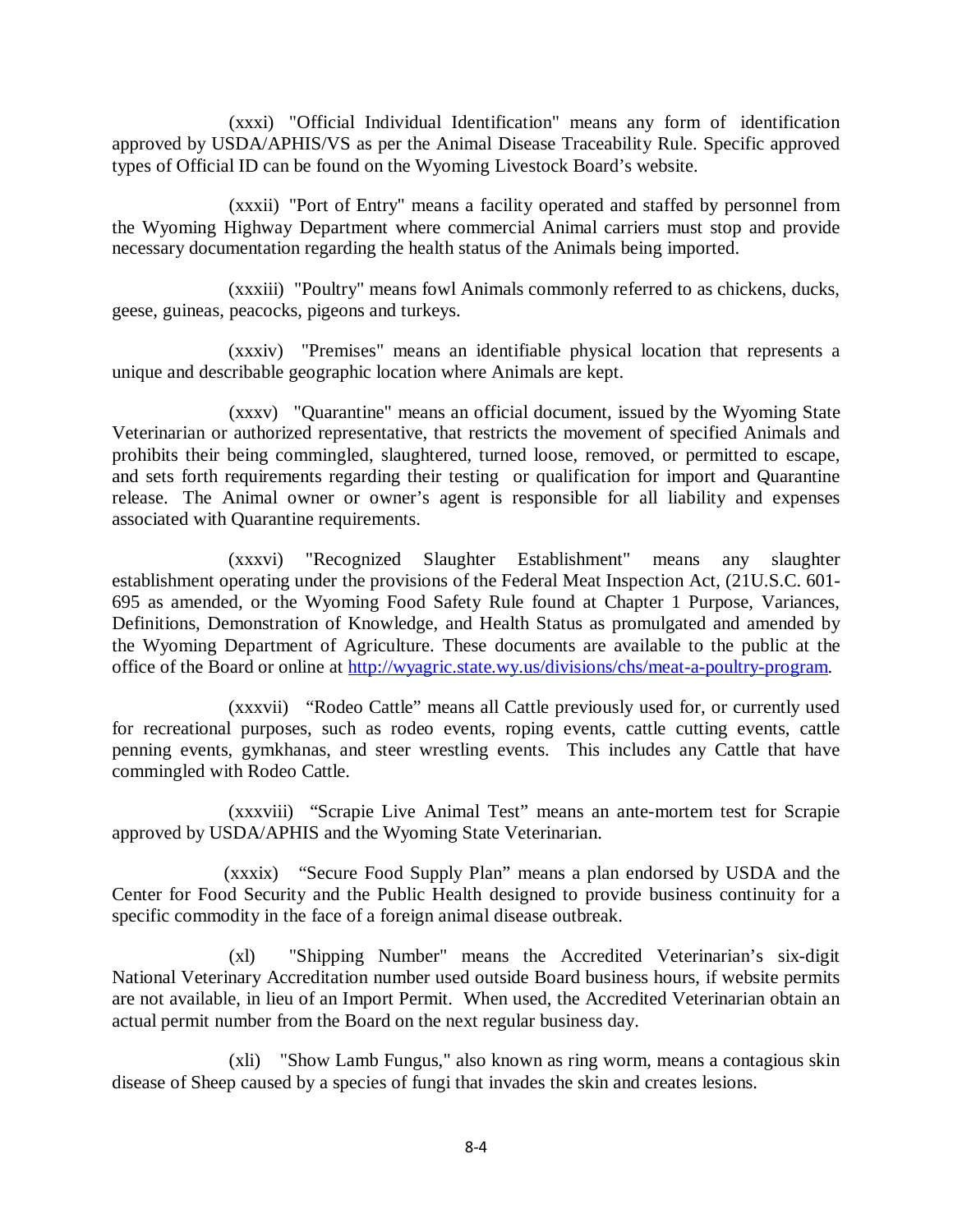(xxxi) "Official Individual Identification" means any form of identification approved by USDA/APHIS/VS as per the Animal Disease Traceability Rule. Specific approved types of Official ID can be found on the Wyoming Livestock Board's website.

(xxxii) "Port of Entry" means a facility operated and staffed by personnel from the Wyoming Highway Department where commercial Animal carriers must stop and provide necessary documentation regarding the health status of the Animals being imported.

(xxxiii) "Poultry" means fowl Animals commonly referred to as chickens, ducks, geese, guineas, peacocks, pigeons and turkeys.

(xxxiv) "Premises" means an identifiable physical location that represents a unique and describable geographic location where Animals are kept.

(xxxv) "Quarantine" means an official document, issued by the Wyoming State Veterinarian or authorized representative, that restricts the movement of specified Animals and prohibits their being commingled, slaughtered, turned loose, removed, or permitted to escape, and sets forth requirements regarding their testing or qualification for import and Quarantine release. The Animal owner or owner's agent is responsible for all liability and expenses associated with Quarantine requirements.

(xxxvi) "Recognized Slaughter Establishment" means any slaughter establishment operating under the provisions of the Federal Meat Inspection Act, (21U.S.C. 601-695 as amended, or the Wyoming Food Safety Rule found at Chapter 1 Purpose, Variances, Definitions, Demonstration of Knowledge, and Health Status as promulgated and amended by the Wyoming Department of Agriculture. These documents are available to the public at the office of the Board or online at [http://wyagric.state.wy.us/divisions/chs/meat-a-poultry-program](http://wyagric.state.wy.us/divisions/chs/meat-a-poultry-program).

(xxxvii) "Rodeo Cattle" means all Cattle previously used for, or currently used for recreational purposes, such as rodeo events, roping events, cattle cutting events, cattle penning events, gymkhanas, and steer wrestling events. This includes any Cattle that have commingled with Rodeo Cattle.

(xxxviii) "Scrapie Live Animal Test" means an ante-mortem test for Scrapie approved by USDA/APHIS and the Wyoming State Veterinarian.

(xxxix) "Secure Food Supply Plan" means a plan endorsed by USDA and the Center for Food Security and the Public Health designed to provide business continuity for a specific commodity in the face of a foreign animal disease outbreak.

(xl) "Shipping Number" means the Accredited Veterinarian's six-digit National Veterinary Accreditation number used outside Board business hours, if website permits are not available, in lieu of an Import Permit. When used, the Accredited Veterinarian obtain an actual permit number from the Board on the next regular business day.

(xli) "Show Lamb Fungus," also known as ring worm, means a contagious skin disease of Sheep caused by a species of fungi that invades the skin and creates lesions.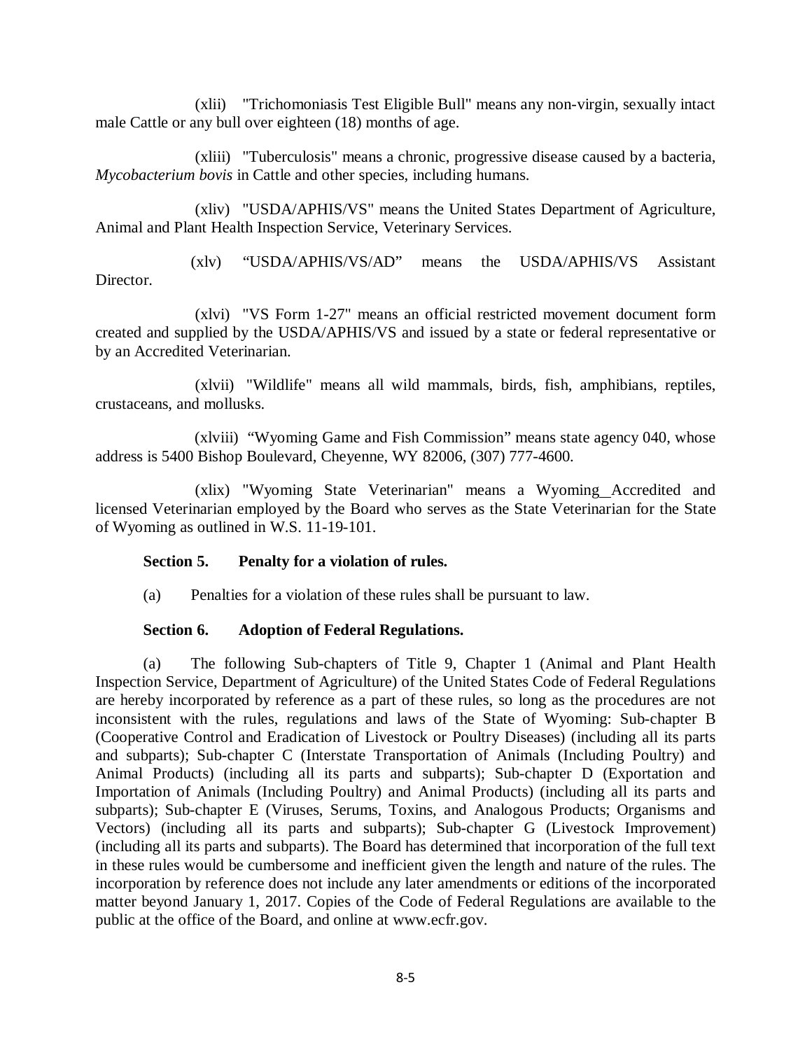(xlii) "Trichomoniasis Test Eligible Bull" means any non-virgin, sexually intact male Cattle or any bull over eighteen (18) months of age.

(xliii) "Tuberculosis" means a chronic, progressive disease caused by a bacteria, *Mycobacterium bovis* in Cattle and other species, including humans.

(xliv) "USDA/APHIS/VS" means the United States Department of Agriculture, Animal and Plant Health Inspection Service, Veterinary Services.

(xlv) "USDA/APHIS/VS/AD" means the USDA/APHIS/VS Assistant Director.

(xlvi) "VS Form 1-27" means an official restricted movement document form created and supplied by the USDA/APHIS/VS and issued by a state or federal representative or by an Accredited Veterinarian.

(xlvii) "Wildlife" means all wild mammals, birds, fish, amphibians, reptiles, crustaceans, and mollusks.

(xlviii) "Wyoming Game and Fish Commission" means state agency 040, whose address is 5400 Bishop Boulevard, Cheyenne, WY 82006, (307) 777-4600.

(xlix) "Wyoming State Veterinarian" means a Wyoming Accredited and licensed Veterinarian employed by the Board who serves as the State Veterinarian for the State of Wyoming as outlined in W.S. 11-19-101.

**Section 5. Penalty for a violation of rules.**

(a) Penalties for a violation of these rules shall be pursuant to law.

**Section 6. Adoption of Federal Regulations.**

(a) The following Sub-chapters of Title 9, Chapter 1 (Animal and Plant Health Inspection Service, Department of Agriculture) of the United States Code of Federal Regulations are hereby incorporated by reference as a part of these rules, so long as the procedures are not inconsistent with the rules, regulations and laws of the State of Wyoming: Sub-chapter B (Cooperative Control and Eradication of Livestock or Poultry Diseases) (including all its parts and subparts); Sub-chapter C (Interstate Transportation of Animals (Including Poultry) and Animal Products) (including all its parts and subparts); Sub-chapter D (Exportation and Importation of Animals (Including Poultry) and Animal Products) (including all its parts and subparts); Sub-chapter E (Viruses, Serums, Toxins, and Analogous Products; Organisms and Vectors) (including all its parts and subparts); Sub-chapter G (Livestock Improvement) (including all its parts and subparts). The Board has determined that incorporation of the full text in these rules would be cumbersome and inefficient given the length and nature of the rules. The incorporation by reference does not include any later amendments or editions of the incorporated matter beyond January 1, 2017. Copies of the Code of Federal Regulations are available to the public at the office of the Board, and online at www.ecfr.gov.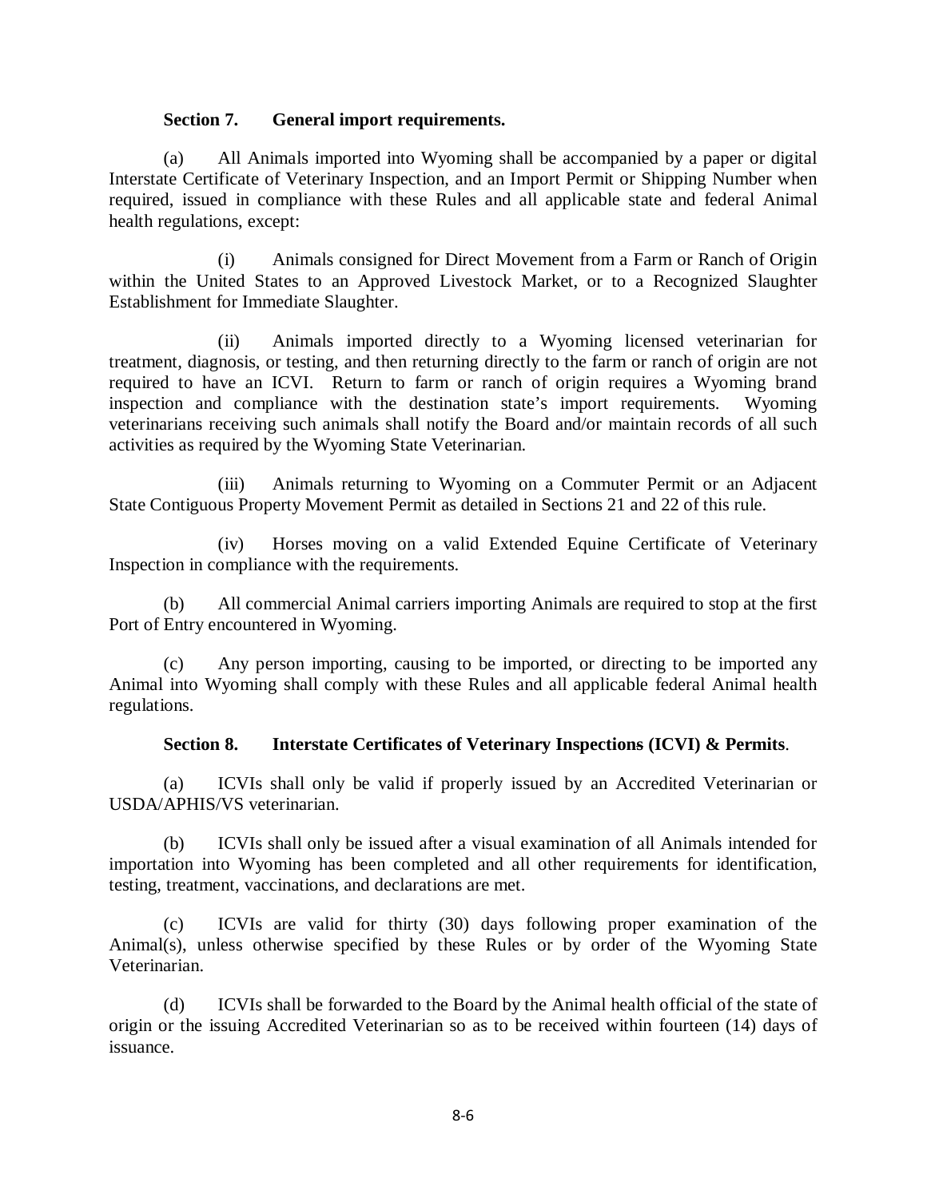**Section 7. General import requirements.**

(a) All Animals imported into Wyoming shall be accompanied by a paper or digital Interstate Certificate of Veterinary Inspection, and an Import Permit or Shipping Number when required, issued in compliance with these Rules and all applicable state and federal Animal health regulations, except:

(i) Animals consigned for Direct Movement from a Farm or Ranch of Origin within the United States to an Approved Livestock Market, or to a Recognized Slaughter Establishment for Immediate Slaughter.

(ii) Animals imported directly to a Wyoming licensed veterinarian for treatment, diagnosis, or testing, and then returning directly to the farm or ranch of origin are not required to have an ICVI. Return to farm or ranch of origin requires a Wyoming brand inspection and compliance with the destination state's import requirements. Wyoming veterinarians receiving such animals shall notify the Board and/or maintain records of all such activities as required by the Wyoming State Veterinarian.

(iii) Animals returning to Wyoming on a Commuter Permit or an Adjacent State Contiguous Property Movement Permit as detailed in Sections 21 and 22 of this rule.

(iv) Horses moving on a valid Extended Equine Certificate of Veterinary Inspection in compliance with the requirements.

(b) All commercial Animal carriers importing Animals are required to stop at the first Port of Entry encountered in Wyoming.

(c) Any person importing, causing to be imported, or directing to be imported any Animal into Wyoming shall comply with these Rules and all applicable federal Animal health regulations.

**Section 8. Interstate Certificates of Veterinary Inspections (ICVI) & Permits**.

(a) ICVIs shall only be valid if properly issued by an Accredited Veterinarian or USDA/APHIS/VS veterinarian.

(b) ICVIs shall only be issued after a visual examination of all Animals intended for importation into Wyoming has been completed and all other requirements for identification, testing, treatment, vaccinations, and declarations are met.

(c) ICVIs are valid for thirty (30) days following proper examination of the Animal(s), unless otherwise specified by these Rules or by order of the Wyoming State Veterinarian.

(d) ICVIs shall be forwarded to the Board by the Animal health official of the state of origin or the issuing Accredited Veterinarian so as to be received within fourteen (14) days of issuance.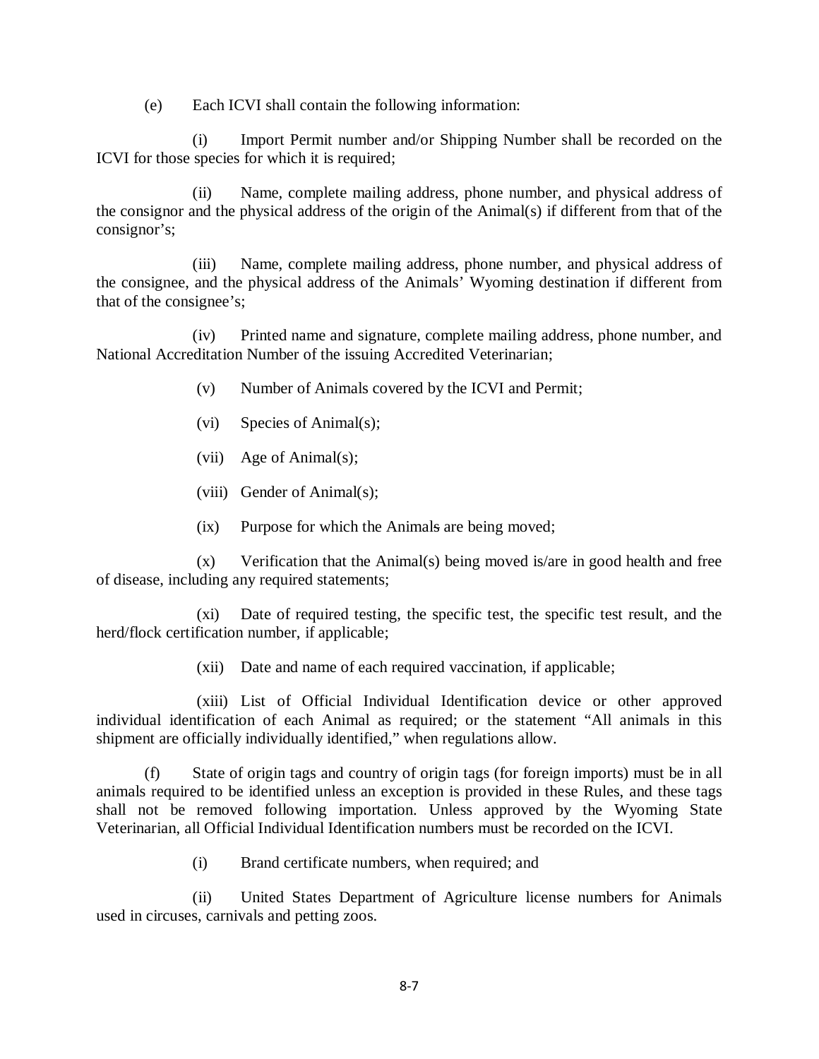(e) Each ICVI shall contain the following information:

(i) Import Permit number and/or Shipping Number shall be recorded on the ICVI for those species for which it is required;

(ii) Name, complete mailing address, phone number, and physical address of the consignor and the physical address of the origin of the Animal(s) if different from that of the consignor's;

(iii) Name, complete mailing address, phone number, and physical address of the consignee, and the physical address of the Animals' Wyoming destination if different from that of the consignee's;

(iv) Printed name and signature, complete mailing address, phone number, and National Accreditation Number of the issuing Accredited Veterinarian;

(v) Number of Animals covered by the ICVI and Permit;

(vi) Species of Animal(s);

(vii) Age of Animal(s);

(viii) Gender of Animal(s);

(ix) Purpose for which the Animals are being moved;

(x) Verification that the Animal(s) being moved is/are in good health and free of disease, including any required statements;

(xi) Date of required testing, the specific test, the specific test result, and the herd/flock certification number, if applicable;

(xii) Date and name of each required vaccination, if applicable;

(xiii) List of Official Individual Identification device or other approved individual identification of each Animal as required; or the statement "All animals in this shipment are officially individually identified," when regulations allow.

(f) State of origin tags and country of origin tags (for foreign imports) must be in all animals required to be identified unless an exception is provided in these Rules, and these tags shall not be removed following importation. Unless approved by the Wyoming State Veterinarian, all Official Individual Identification numbers must be recorded on the ICVI.

(i) Brand certificate numbers, when required; and

(ii) United States Department of Agriculture license numbers for Animals used in circuses, carnivals and petting zoos.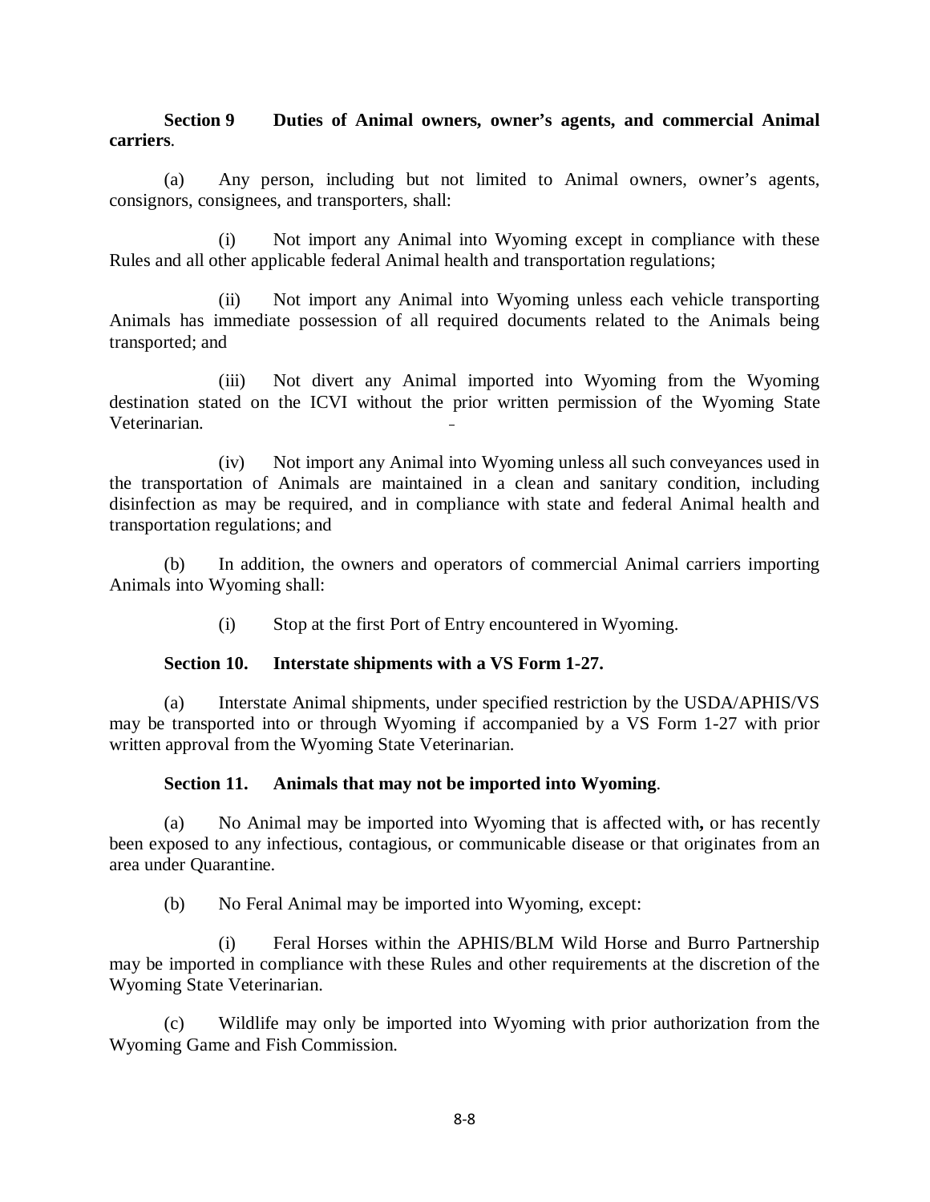**Section 9 Duties of Animal owners, owner's agents, and commercial Animal carriers**.

(a) Any person, including but not limited to Animal owners, owner's agents, consignors, consignees, and transporters, shall:

(i) Not import any Animal into Wyoming except in compliance with these Rules and all other applicable federal Animal health and transportation regulations;

(ii) Not import any Animal into Wyoming unless each vehicle transporting Animals has immediate possession of all required documents related to the Animals being transported; and

(iii) Not divert any Animal imported into Wyoming from the Wyoming destination stated on the ICVI without the prior written permission of the Wyoming State Veterinarian.

(iv) Not import any Animal into Wyoming unless all such conveyances used in the transportation of Animals are maintained in a clean and sanitary condition, including disinfection as may be required, and in compliance with state and federal Animal health and transportation regulations; and

(b) In addition, the owners and operators of commercial Animal carriers importing Animals into Wyoming shall:

(i) Stop at the first Port of Entry encountered in Wyoming.

**Section 10. Interstate shipments with a VS Form 1-27.**

(a) Interstate Animal shipments, under specified restriction by the USDA/APHIS/VS may be transported into or through Wyoming if accompanied by a VS Form 1-27 with prior written approval from the Wyoming State Veterinarian.

**Section 11. Animals that may not be imported into Wyoming**.

(a) No Animal may be imported into Wyoming that is affected with**,** or has recently been exposed to any infectious, contagious, or communicable disease or that originates from an area under Quarantine.

(b) No Feral Animal may be imported into Wyoming, except:

(i) Feral Horses within the APHIS/BLM Wild Horse and Burro Partnership may be imported in compliance with these Rules and other requirements at the discretion of the Wyoming State Veterinarian.

(c) Wildlife may only be imported into Wyoming with prior authorization from the Wyoming Game and Fish Commission.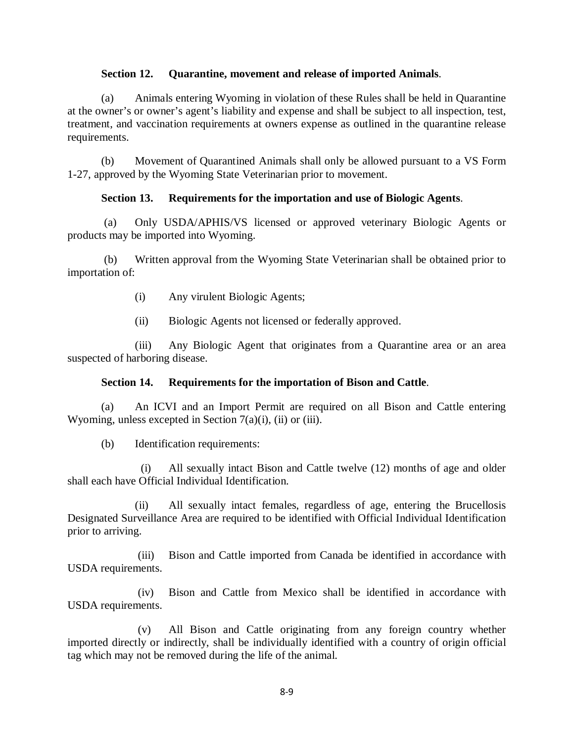**Section 12. Quarantine, movement and release of imported Animals**.

(a) Animals entering Wyoming in violation of these Rules shall be held in Quarantine at the owner's or owner's agent's liability and expense and shall be subject to all inspection, test, treatment, and vaccination requirements at owners expense as outlined in the quarantine release requirements.

(b) Movement of Quarantined Animals shall only be allowed pursuant to a VS Form 1-27, approved by the Wyoming State Veterinarian prior to movement.

**Section 13. Requirements for the importation and use of Biologic Agents**.

(a) Only USDA/APHIS/VS licensed or approved veterinary Biologic Agents or products may be imported into Wyoming.

(b) Written approval from the Wyoming State Veterinarian shall be obtained prior to importation of:

(i) Any virulent Biologic Agents;

(ii) Biologic Agents not licensed or federally approved.

(iii) Any Biologic Agent that originates from a Quarantine area or an area suspected of harboring disease.

**Section 14. Requirements for the importation of Bison and Cattle**.

(a) An ICVI and an Import Permit are required on all Bison and Cattle entering Wyoming, unless excepted in Section 7(a)(i), (ii) or (iii).

(b) Identification requirements:

(i) All sexually intact Bison and Cattle twelve (12) months of age and older shall each have Official Individual Identification.

(ii) All sexually intact females, regardless of age, entering the Brucellosis Designated Surveillance Area are required to be identified with Official Individual Identification prior to arriving.

(iii) Bison and Cattle imported from Canada be identified in accordance with USDA requirements.

(iv) Bison and Cattle from Mexico shall be identified in accordance with USDA requirements.

(v) All Bison and Cattle originating from any foreign country whether imported directly or indirectly, shall be individually identified with a country of origin official tag which may not be removed during the life of the animal.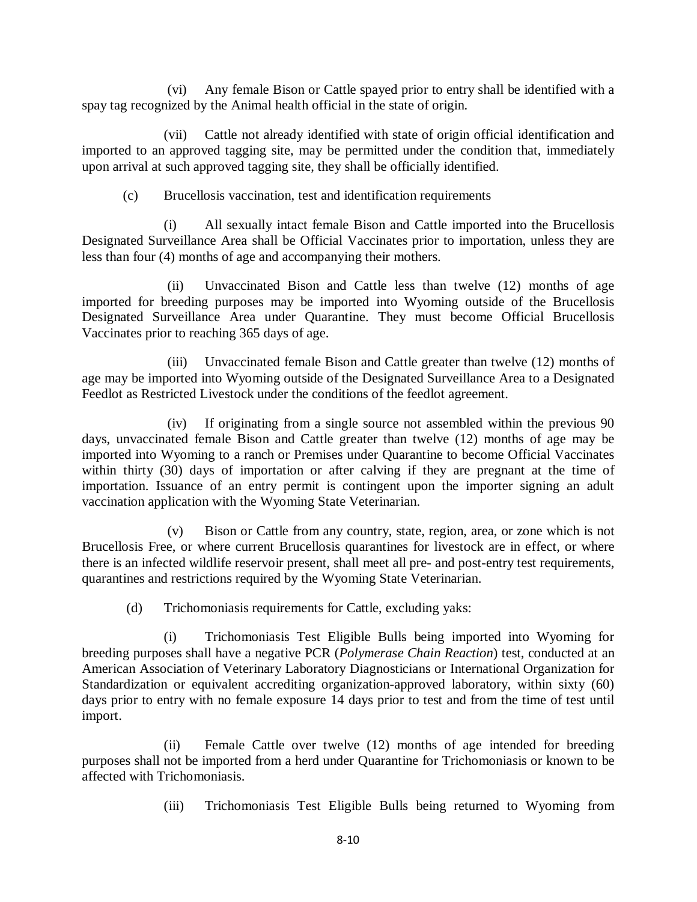(vi) Any female Bison or Cattle spayed prior to entry shall be identified with a spay tag recognized by the Animal health official in the state of origin.

(vii) Cattle not already identified with state of origin official identification and imported to an approved tagging site, may be permitted under the condition that, immediately upon arrival at such approved tagging site, they shall be officially identified.

(c) Brucellosis vaccination, test and identification requirements

(i) All sexually intact female Bison and Cattle imported into the Brucellosis Designated Surveillance Area shall be Official Vaccinates prior to importation, unless they are less than four (4) months of age and accompanying their mothers.

(ii) Unvaccinated Bison and Cattle less than twelve (12) months of age imported for breeding purposes may be imported into Wyoming outside of the Brucellosis Designated Surveillance Area under Quarantine. They must become Official Brucellosis Vaccinates prior to reaching 365 days of age.

(iii) Unvaccinated female Bison and Cattle greater than twelve (12) months of age may be imported into Wyoming outside of the Designated Surveillance Area to a Designated Feedlot as Restricted Livestock under the conditions of the feedlot agreement.

(iv) If originating from a single source not assembled within the previous 90 days, unvaccinated female Bison and Cattle greater than twelve (12) months of age may be imported into Wyoming to a ranch or Premises under Quarantine to become Official Vaccinates within thirty (30) days of importation or after calving if they are pregnant at the time of importation. Issuance of an entry permit is contingent upon the importer signing an adult vaccination application with the Wyoming State Veterinarian.

(v) Bison or Cattle from any country, state, region, area, or zone which is not Brucellosis Free, or where current Brucellosis quarantines for livestock are in effect, or where there is an infected wildlife reservoir present, shall meet all pre- and post-entry test requirements, quarantines and restrictions required by the Wyoming State Veterinarian.

(d) Trichomoniasis requirements for Cattle, excluding yaks:

(i) Trichomoniasis Test Eligible Bulls being imported into Wyoming for breeding purposes shall have a negative PCR (*Polymerase Chain Reaction*) test, conducted at an American Association of Veterinary Laboratory Diagnosticians or International Organization for Standardization or equivalent accrediting organization-approved laboratory, within sixty (60) days prior to entry with no female exposure 14 days prior to test and from the time of test until import.

(ii) Female Cattle over twelve (12) months of age intended for breeding purposes shall not be imported from a herd under Quarantine for Trichomoniasis or known to be affected with Trichomoniasis.

(iii) Trichomoniasis Test Eligible Bulls being returned to Wyoming from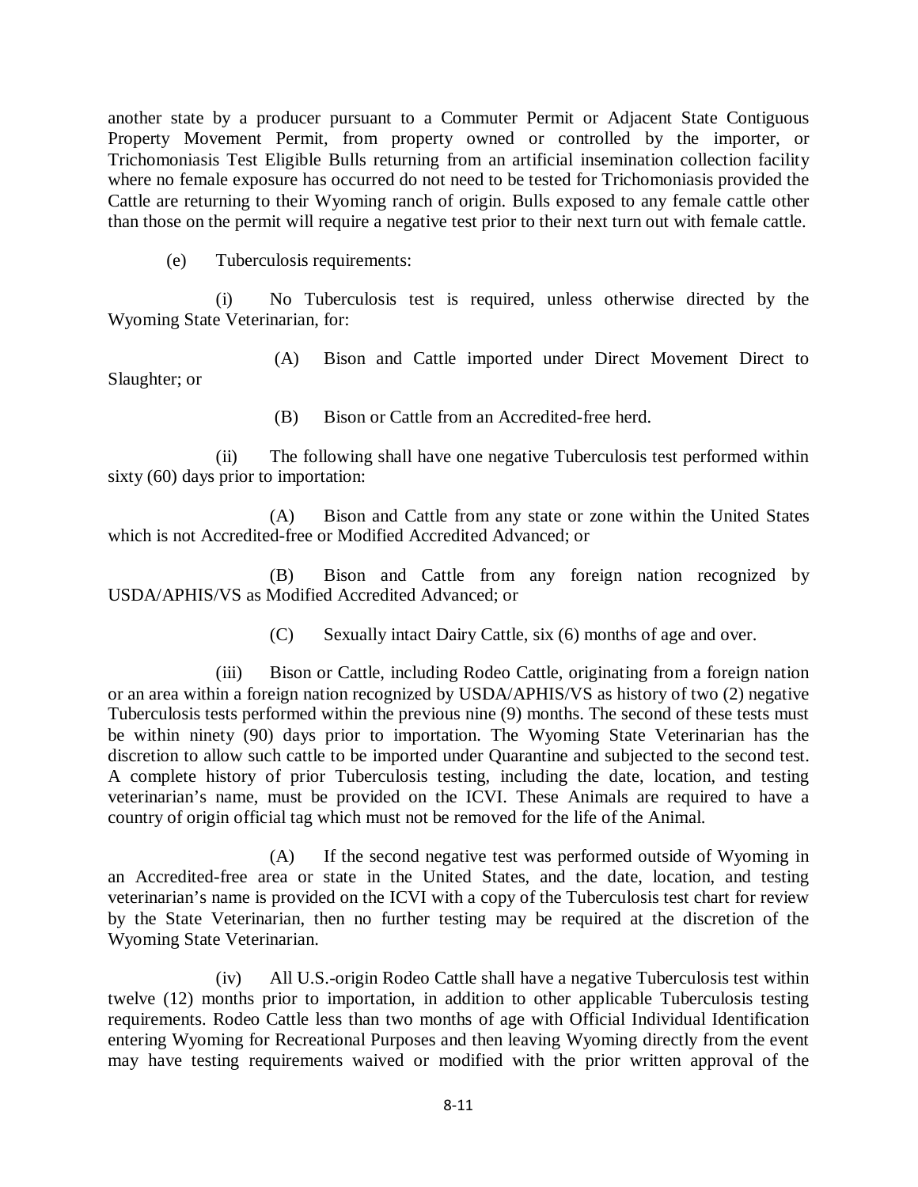another state by a producer pursuant to a Commuter Permit or Adjacent State Contiguous Property Movement Permit, from property owned or controlled by the importer, or Trichomoniasis Test Eligible Bulls returning from an artificial insemination collection facility where no female exposure has occurred do not need to be tested for Trichomoniasis provided the Cattle are returning to their Wyoming ranch of origin. Bulls exposed to any female cattle other than those on the permit will require a negative test prior to their next turn out with female cattle.

(e) Tuberculosis requirements:

(i) No Tuberculosis test is required, unless otherwise directed by the Wyoming State Veterinarian, for:

(A) Bison and Cattle imported under Direct Movement Direct to Slaughter; or

(B) Bison or Cattle from an Accredited-free herd.

(ii) The following shall have one negative Tuberculosis test performed within sixty (60) days prior to importation:

(A) Bison and Cattle from any state or zone within the United States which is not Accredited-free or Modified Accredited Advanced; or

(B) Bison and Cattle from any foreign nation recognized by USDA/APHIS/VS as Modified Accredited Advanced; or

(C) Sexually intact Dairy Cattle, six (6) months of age and over.

(iii) Bison or Cattle, including Rodeo Cattle, originating from a foreign nation or an area within a foreign nation recognized by USDA/APHIS/VS as history of two (2) negative Tuberculosis tests performed within the previous nine (9) months. The second of these tests must be within ninety (90) days prior to importation. The Wyoming State Veterinarian has the discretion to allow such cattle to be imported under Quarantine and subjected to the second test. A complete history of prior Tuberculosis testing, including the date, location, and testing veterinarian's name, must be provided on the ICVI. These Animals are required to have a country of origin official tag which must not be removed for the life of the Animal.

(A) If the second negative test was performed outside of Wyoming in an Accredited-free area or state in the United States, and the date, location, and testing veterinarian's name is provided on the ICVI with a copy of the Tuberculosis test chart for review by the State Veterinarian, then no further testing may be required at the discretion of the Wyoming State Veterinarian.

(iv) All U.S.-origin Rodeo Cattle shall have a negative Tuberculosis test within twelve (12) months prior to importation, in addition to other applicable Tuberculosis testing requirements. Rodeo Cattle less than two months of age with Official Individual Identification entering Wyoming for Recreational Purposes and then leaving Wyoming directly from the event may have testing requirements waived or modified with the prior written approval of the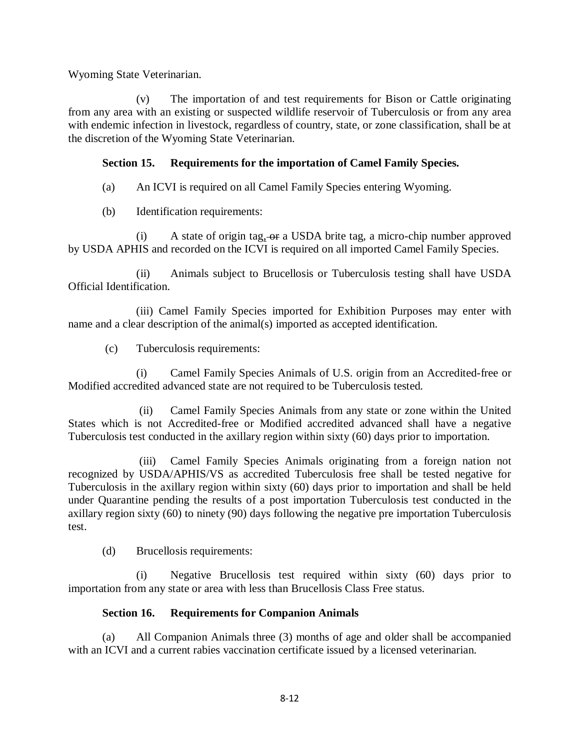Wyoming State Veterinarian.

(v) The importation of and test requirements for Bison or Cattle originating from any area with an existing or suspected wildlife reservoir of Tuberculosis or from any area with endemic infection in livestock, regardless of country, state, or zone classification, shall be at the discretion of the Wyoming State Veterinarian.

**Section 15. Requirements for the importation of Camel Family Species.**

(a) An ICVI is required on all Camel Family Species entering Wyoming.

(b) Identification requirements:

(i) A state of origin tag, ~~or~~ a USDA brite tag, a micro-chip number approved by USDA APHIS and recorded on the ICVI is required on all imported Camel Family Species.

(ii) Animals subject to Brucellosis or Tuberculosis testing shall have USDA Official Identification.

(iii) Camel Family Species imported for Exhibition Purposes may enter with name and a clear description of the animal(s) imported as accepted identification.

(c) Tuberculosis requirements:

(i) Camel Family Species Animals of U.S. origin from an Accredited-free or Modified accredited advanced state are not required to be Tuberculosis tested.

(ii) Camel Family Species Animals from any state or zone within the United States which is not Accredited-free or Modified accredited advanced shall have a negative Tuberculosis test conducted in the axillary region within sixty (60) days prior to importation.

(iii) Camel Family Species Animals originating from a foreign nation not recognized by USDA/APHIS/VS as accredited Tuberculosis free shall be tested negative for Tuberculosis in the axillary region within sixty (60) days prior to importation and shall be held under Quarantine pending the results of a post importation Tuberculosis test conducted in the axillary region sixty (60) to ninety (90) days following the negative pre importation Tuberculosis test.

(d) Brucellosis requirements:

(i) Negative Brucellosis test required within sixty (60) days prior to importation from any state or area with less than Brucellosis Class Free status.

**Section 16. Requirements for Companion Animals**

(a) All Companion Animals three (3) months of age and older shall be accompanied with an ICVI and a current rabies vaccination certificate issued by a licensed veterinarian.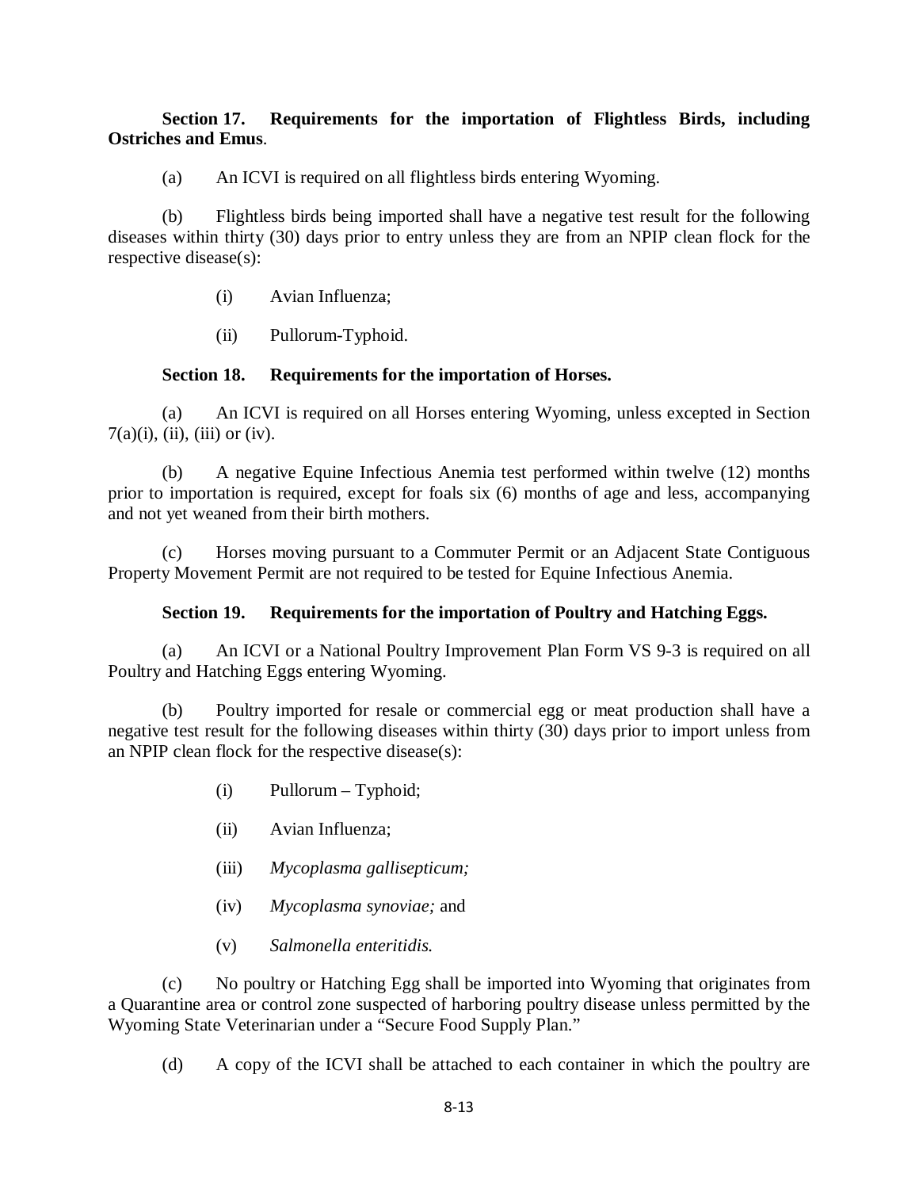**Section 17. Requirements for the importation of Flightless Birds, including Ostriches and Emus**.

(a) An ICVI is required on all flightless birds entering Wyoming.

(b) Flightless birds being imported shall have a negative test result for the following diseases within thirty (30) days prior to entry unless they are from an NPIP clean flock for the respective disease(s):

(i) Avian Influenza;

(ii) Pullorum-Typhoid.

**Section 18. Requirements for the importation of Horses.**

(a) An ICVI is required on all Horses entering Wyoming, unless excepted in Section 7(a)(i), (ii), (iii) or (iv).

(b) A negative Equine Infectious Anemia test performed within twelve (12) months prior to importation is required, except for foals six (6) months of age and less, accompanying and not yet weaned from their birth mothers.

(c) Horses moving pursuant to a Commuter Permit or an Adjacent State Contiguous Property Movement Permit are not required to be tested for Equine Infectious Anemia.

**Section 19. Requirements for the importation of Poultry and Hatching Eggs.**

(a) An ICVI or a National Poultry Improvement Plan Form VS 9-3 is required on all Poultry and Hatching Eggs entering Wyoming.

(b) Poultry imported for resale or commercial egg or meat production shall have a negative test result for the following diseases within thirty (30) days prior to import unless from an NPIP clean flock for the respective disease(s):

(i) Pullorum – Typhoid;

(ii) Avian Influenza;

(iii) *Mycoplasma gallisepticum;*

(iv) *Mycoplasma synoviae;* and

(v) *Salmonella enteritidis.*

(c) No poultry or Hatching Egg shall be imported into Wyoming that originates from a Quarantine area or control zone suspected of harboring poultry disease unless permitted by the Wyoming State Veterinarian under a "Secure Food Supply Plan."

(d) A copy of the ICVI shall be attached to each container in which the poultry are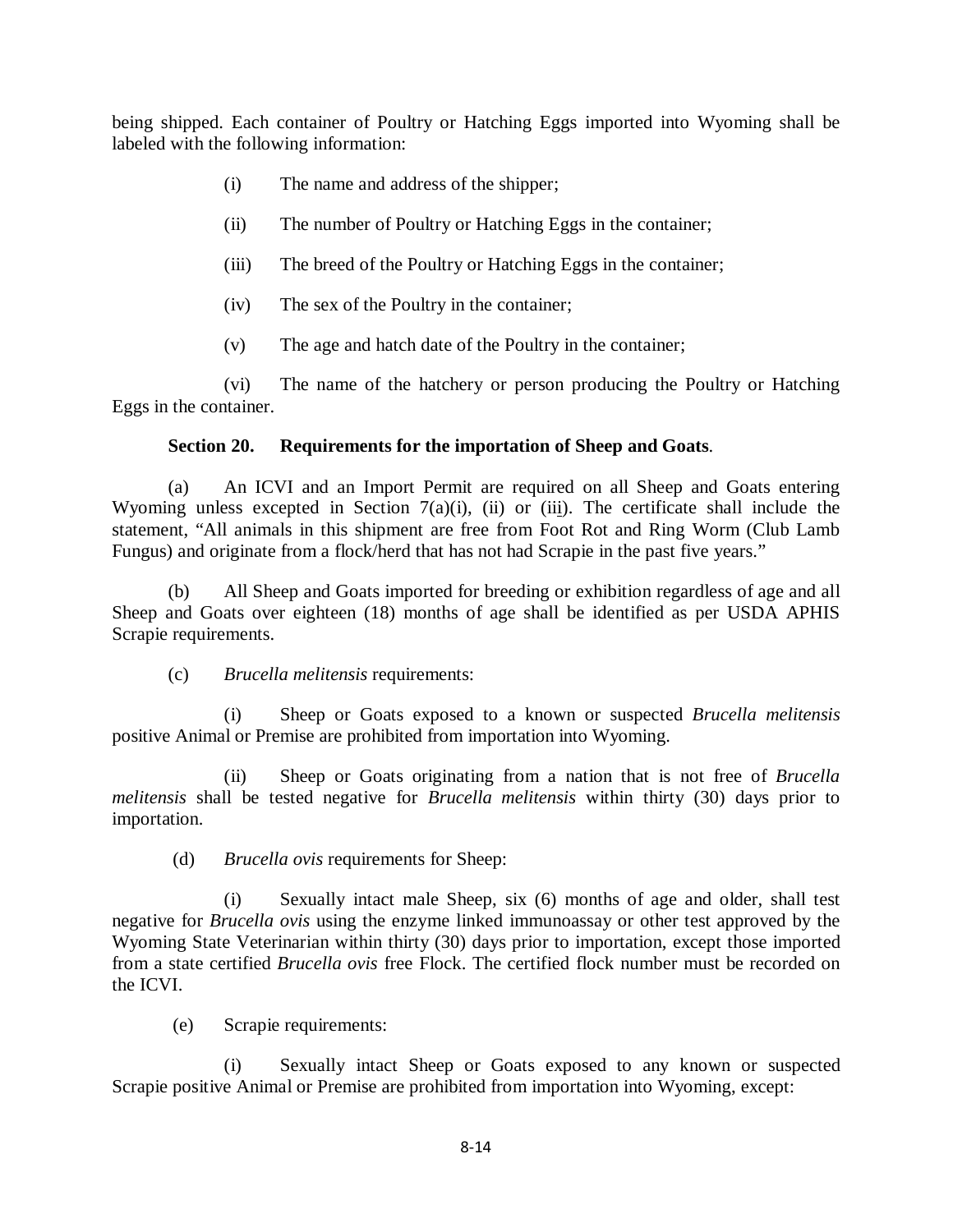being shipped. Each container of Poultry or Hatching Eggs imported into Wyoming shall be labeled with the following information:

(i) The name and address of the shipper;

(ii) The number of Poultry or Hatching Eggs in the container;

(iii) The breed of the Poultry or Hatching Eggs in the container;

(iv) The sex of the Poultry in the container;

(v) The age and hatch date of the Poultry in the container;

(vi) The name of the hatchery or person producing the Poultry or Hatching Eggs in the container.

**Section 20. Requirements for the importation of Sheep and Goats.**

(a) An ICVI and an Import Permit are required on all Sheep and Goats entering Wyoming unless excepted in Section 7(a)(i), (ii) or (iii). The certificate shall include the statement, "All animals in this shipment are free from Foot Rot and Ring Worm (Club Lamb Fungus) and originate from a flock/herd that has not had Scrapie in the past five years."

(b) All Sheep and Goats imported for breeding or exhibition regardless of age and all Sheep and Goats over eighteen (18) months of age shall be identified as per USDA APHIS Scrapie requirements.

(c) *Brucella melitensis* requirements:

(i) Sheep or Goats exposed to a known or suspected *Brucella melitensis* positive Animal or Premise are prohibited from importation into Wyoming.

(ii) Sheep or Goats originating from a nation that is not free of *Brucella melitensis* shall be tested negative for *Brucella melitensis* within thirty (30) days prior to importation.

(d) *Brucella ovis* requirements for Sheep:

(i) Sexually intact male Sheep, six (6) months of age and older, shall test negative for *Brucella ovis* using the enzyme linked immunoassay or other test approved by the Wyoming State Veterinarian within thirty (30) days prior to importation, except those imported from a state certified *Brucella ovis* free Flock. The certified flock number must be recorded on the ICVI.

(e) Scrapie requirements:

(i) Sexually intact Sheep or Goats exposed to any known or suspected Scrapie positive Animal or Premise are prohibited from importation into Wyoming, except: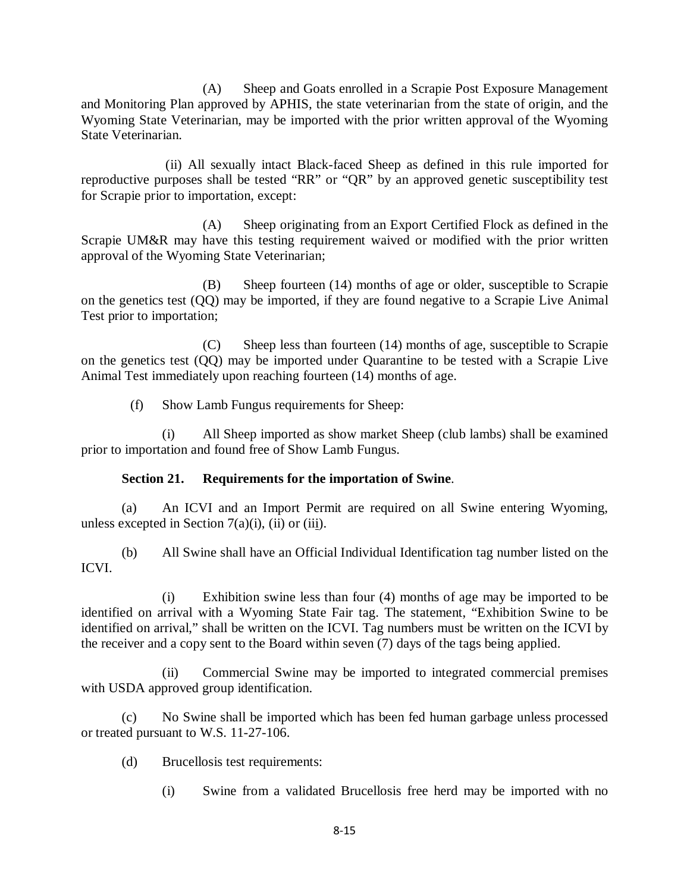(A) Sheep and Goats enrolled in a Scrapie Post Exposure Management and Monitoring Plan approved by APHIS, the state veterinarian from the state of origin, and the Wyoming State Veterinarian, may be imported with the prior written approval of the Wyoming State Veterinarian.

(ii) All sexually intact Black-faced Sheep as defined in this rule imported for reproductive purposes shall be tested "RR" or "QR" by an approved genetic susceptibility test for Scrapie prior to importation, except:

(A) Sheep originating from an Export Certified Flock as defined in the Scrapie UM&R may have this testing requirement waived or modified with the prior written approval of the Wyoming State Veterinarian;

(B) Sheep fourteen (14) months of age or older, susceptible to Scrapie on the genetics test (QQ) may be imported, if they are found negative to a Scrapie Live Animal Test prior to importation;

(C) Sheep less than fourteen (14) months of age, susceptible to Scrapie on the genetics test (QQ) may be imported under Quarantine to be tested with a Scrapie Live Animal Test immediately upon reaching fourteen (14) months of age.

(f) Show Lamb Fungus requirements for Sheep:

(i) All Sheep imported as show market Sheep (club lambs) shall be examined prior to importation and found free of Show Lamb Fungus.

**Section 21. Requirements for the importation of Swine**.

(a) An ICVI and an Import Permit are required on all Swine entering Wyoming, unless excepted in Section 7(a)(i), (ii) or (iii).

(b) All Swine shall have an Official Individual Identification tag number listed on the ICVI.

(i) Exhibition swine less than four (4) months of age may be imported to be identified on arrival with a Wyoming State Fair tag. The statement, "Exhibition Swine to be identified on arrival," shall be written on the ICVI. Tag numbers must be written on the ICVI by the receiver and a copy sent to the Board within seven (7) days of the tags being applied.

(ii) Commercial Swine may be imported to integrated commercial premises with USDA approved group identification.

(c) No Swine shall be imported which has been fed human garbage unless processed or treated pursuant to W.S. 11-27-106.

(d) Brucellosis test requirements:

(i) Swine from a validated Brucellosis free herd may be imported with no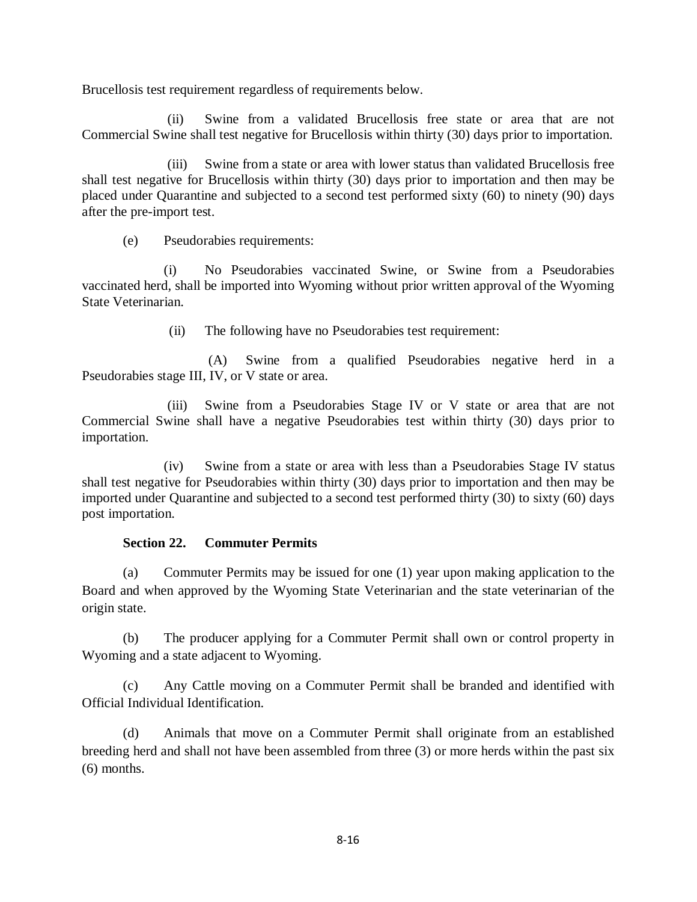Brucellosis test requirement regardless of requirements below.

(ii) Swine from a validated Brucellosis free state or area that are not Commercial Swine shall test negative for Brucellosis within thirty (30) days prior to importation.

(iii) Swine from a state or area with lower status than validated Brucellosis free shall test negative for Brucellosis within thirty (30) days prior to importation and then may be placed under Quarantine and subjected to a second test performed sixty (60) to ninety (90) days after the pre-import test.

(e) Pseudorabies requirements:

(i) No Pseudorabies vaccinated Swine, or Swine from a Pseudorabies vaccinated herd, shall be imported into Wyoming without prior written approval of the Wyoming State Veterinarian.

(ii) The following have no Pseudorabies test requirement:

(A) Swine from a qualified Pseudorabies negative herd in a Pseudorabies stage III, IV, or V state or area.

(iii) Swine from a Pseudorabies Stage IV or V state or area that are not Commercial Swine shall have a negative Pseudorabies test within thirty (30) days prior to importation.

(iv) Swine from a state or area with less than a Pseudorabies Stage IV status shall test negative for Pseudorabies within thirty (30) days prior to importation and then may be imported under Quarantine and subjected to a second test performed thirty (30) to sixty (60) days post importation.

**Section 22. Commuter Permits**

(a) Commuter Permits may be issued for one (1) year upon making application to the Board and when approved by the Wyoming State Veterinarian and the state veterinarian of the origin state.

(b) The producer applying for a Commuter Permit shall own or control property in Wyoming and a state adjacent to Wyoming.

(c) Any Cattle moving on a Commuter Permit shall be branded and identified with Official Individual Identification.

(d) Animals that move on a Commuter Permit shall originate from an established breeding herd and shall not have been assembled from three (3) or more herds within the past six (6) months.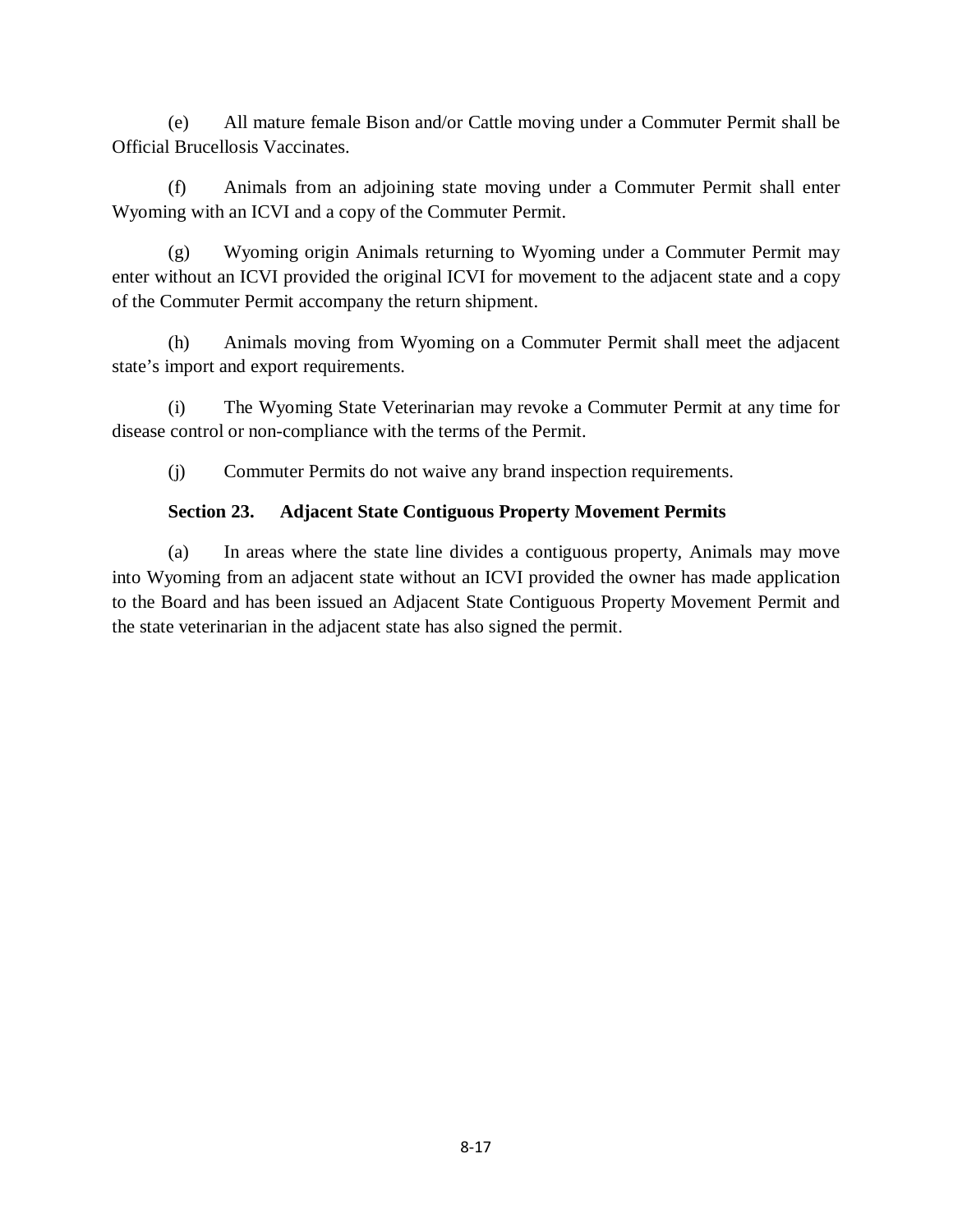(e) All mature female Bison and/or Cattle moving under a Commuter Permit shall be Official Brucellosis Vaccinates.

(f) Animals from an adjoining state moving under a Commuter Permit shall enter Wyoming with an ICVI and a copy of the Commuter Permit.

(g) Wyoming origin Animals returning to Wyoming under a Commuter Permit may enter without an ICVI provided the original ICVI for movement to the adjacent state and a copy of the Commuter Permit accompany the return shipment.

(h) Animals moving from Wyoming on a Commuter Permit shall meet the adjacent state's import and export requirements.

(i) The Wyoming State Veterinarian may revoke a Commuter Permit at any time for disease control or non-compliance with the terms of the Permit.

(j) Commuter Permits do not waive any brand inspection requirements.

**Section 23. Adjacent State Contiguous Property Movement Permits**

(a) In areas where the state line divides a contiguous property, Animals may move into Wyoming from an adjacent state without an ICVI provided the owner has made application to the Board and has been issued an Adjacent State Contiguous Property Movement Permit and the state veterinarian in the adjacent state has also signed the permit.